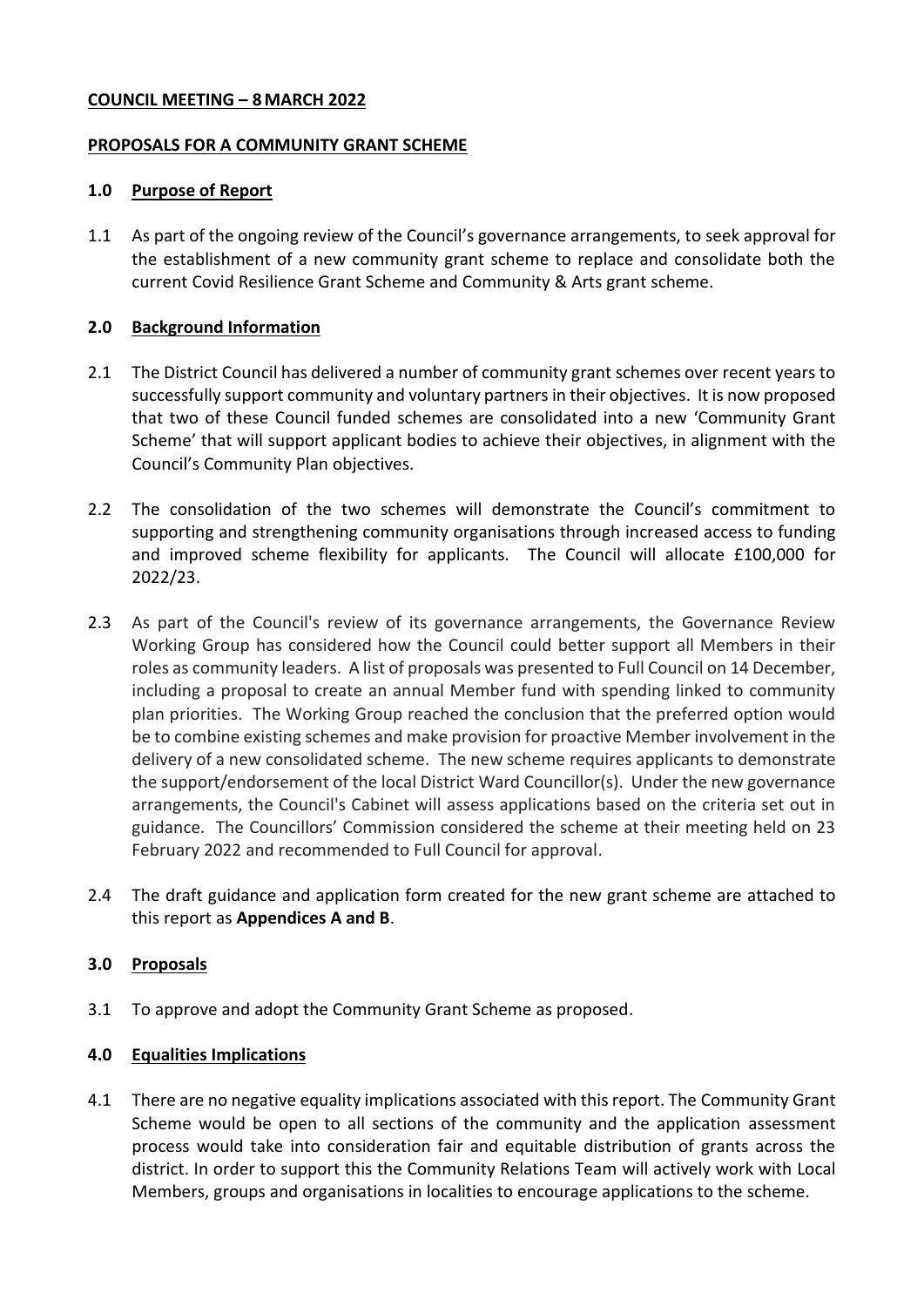**COUNCIL MEETING – 8 MARCH 2022**

**PROPOSALS FOR A COMMUNITY GRANT SCHEME**

## 1.0 Purpose of Report

1.1 As part of the ongoing review of the Council's governance arrangements, to seek approval for the establishment of a new community grant scheme to replace and consolidate both the current Covid Resilience Grant Scheme and Community & Arts grant scheme.

## 2.0 Background Information

2.1 The District Council has delivered a number of community grant schemes over recent years to successfully support community and voluntary partners in their objectives. It is now proposed that two of these Council funded schemes are consolidated into a new 'Community Grant Scheme' that will support applicant bodies to achieve their objectives, in alignment with the Council's Community Plan objectives.

2.2 The consolidation of the two schemes will demonstrate the Council's commitment to supporting and strengthening community organisations through increased access to funding and improved scheme flexibility for applicants. The Council will allocate £100,000 for 2022/23.

2.3 As part of the Council's review of its governance arrangements, the Governance Review Working Group has considered how the Council could better support all Members in their roles as community leaders. A list of proposals was presented to Full Council on 14 December, including a proposal to create an annual Member fund with spending linked to community plan priorities. The Working Group reached the conclusion that the preferred option would be to combine existing schemes and make provision for proactive Member involvement in the delivery of a new consolidated scheme. The new scheme requires applicants to demonstrate the support/endorsement of the local District Ward Councillor(s). Under the new governance arrangements, the Council's Cabinet will assess applications based on the criteria set out in guidance. The Councillors' Commission considered the scheme at their meeting held on 23 February 2022 and recommended to Full Council for approval.

2.4 The draft guidance and application form created for the new grant scheme are attached to this report as **Appendices A and B**.

## 3.0 Proposals

3.1 To approve and adopt the Community Grant Scheme as proposed.

## 4.0 Equalities Implications

4.1 There are no negative equality implications associated with this report. The Community Grant Scheme would be open to all sections of the community and the application assessment process would take into consideration fair and equitable distribution of grants across the district. In order to support this the Community Relations Team will actively work with Local Members, groups and organisations in localities to encourage applications to the scheme.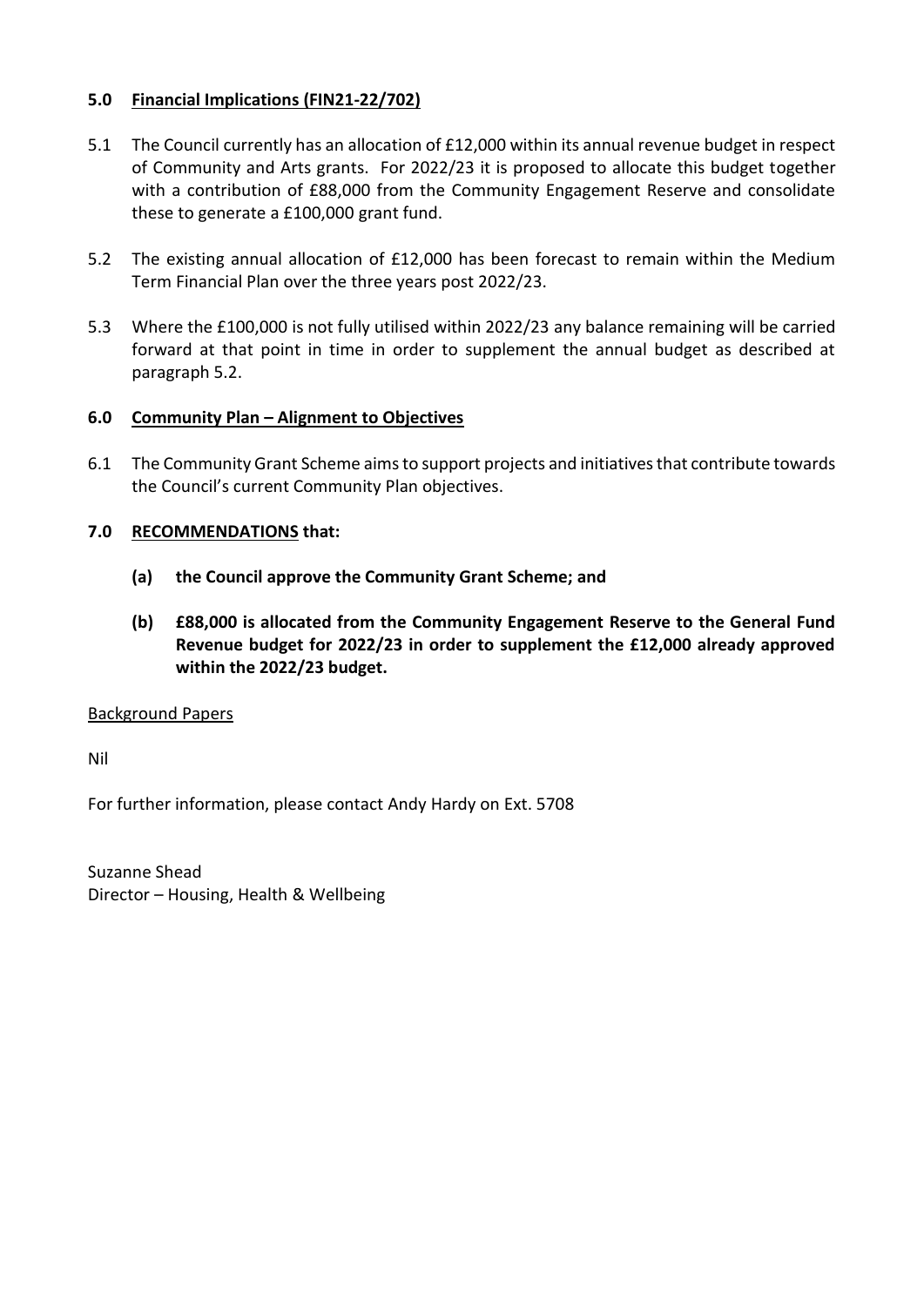## 5.0 Financial Implications (FIN21-22/702)

5.1 The Council currently has an allocation of £12,000 within its annual revenue budget in respect of Community and Arts grants. For 2022/23 it is proposed to allocate this budget together with a contribution of £88,000 from the Community Engagement Reserve and consolidate these to generate a £100,000 grant fund.

5.2 The existing annual allocation of £12,000 has been forecast to remain within the Medium Term Financial Plan over the three years post 2022/23.

5.3 Where the £100,000 is not fully utilised within 2022/23 any balance remaining will be carried forward at that point in time in order to supplement the annual budget as described at paragraph 5.2.

## 6.0 Community Plan – Alignment to Objectives

6.1 The Community Grant Scheme aims to support projects and initiatives that contribute towards the Council's current Community Plan objectives.

## 7.0 RECOMMENDATIONS that:

**(a) the Council approve the Community Grant Scheme; and**

**(b) £88,000 is allocated from the Community Engagement Reserve to the General Fund Revenue budget for 2022/23 in order to supplement the £12,000 already approved within the 2022/23 budget.**

Background Papers

Nil

For further information, please contact Andy Hardy on Ext. 5708

Suzanne Shead
Director – Housing, Health & Wellbeing